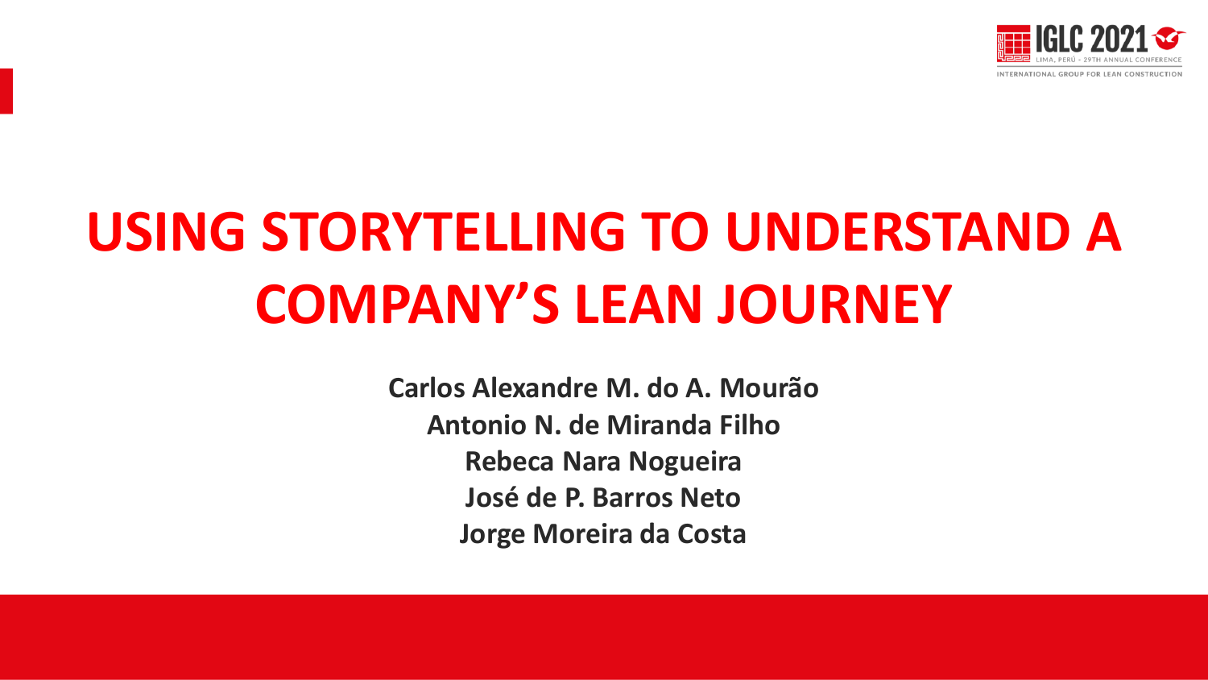# USING STORYTELLING TO UNDERSTAND A COMPANY'S LEAN JOURNEY

**Carlos Alexandre M. do A. Mourão**

**Antonio N. de Miranda Filho**

**Rebeca Nara Nogueira**

**José de P. Barros Neto**

**Jorge Moreira da Costa**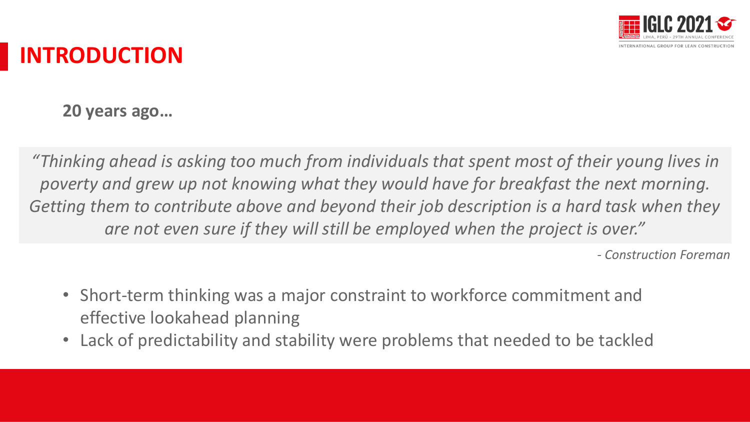# INTRODUCTION

**20 years ago…**

> *"Thinking ahead is asking too much from individuals that spent most of their young lives in poverty and grew up not knowing what they would have for breakfast the next morning. Getting them to contribute above and beyond their job description is a hard task when they are not even sure if they will still be employed when the project is over."*
>
> *- Construction Foreman*

- Short-term thinking was a major constraint to workforce commitment and effective lookahead planning
- Lack of predictability and stability were problems that needed to be tackled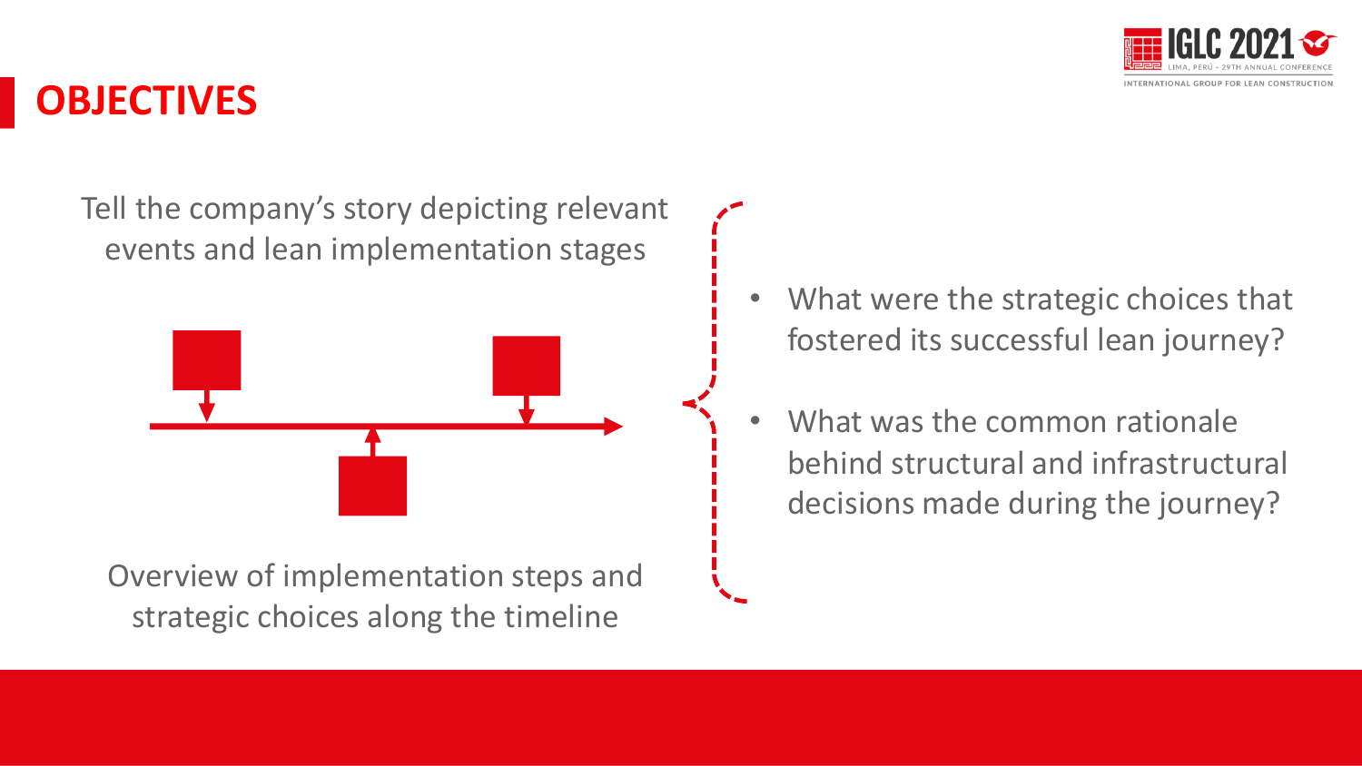# OBJECTIVES

Tell the company's story depicting relevant events and lean implementation stages

Overview of implementation steps and strategic choices along the timeline

- What were the strategic choices that fostered its successful lean journey?
- What was the common rationale behind structural and infrastructural decisions made during the journey?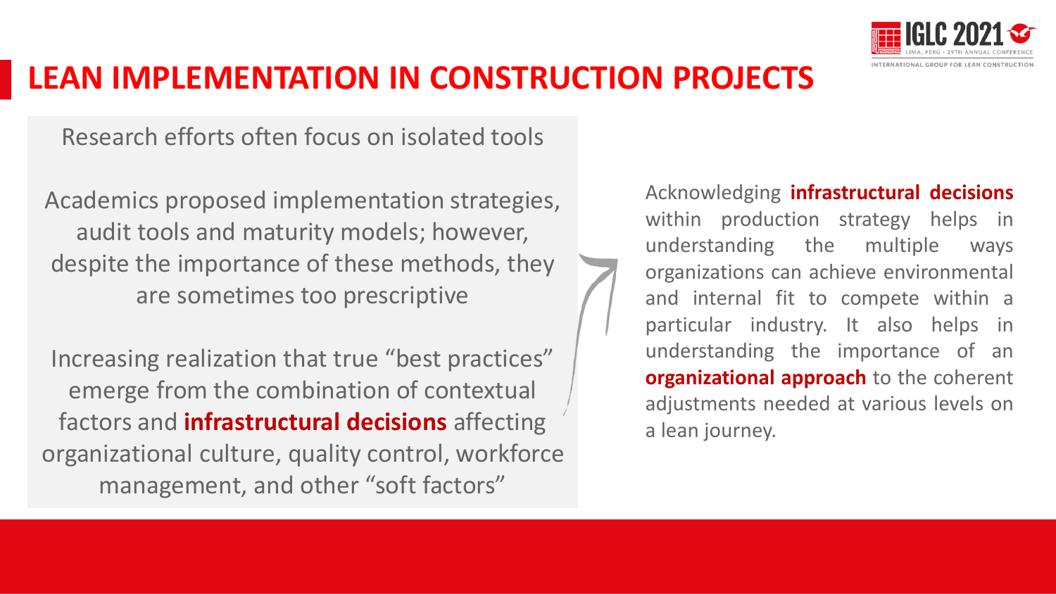# LEAN IMPLEMENTATION IN CONSTRUCTION PROJECTS

Research efforts often focus on isolated tools

Academics proposed implementation strategies, audit tools and maturity models; however, despite the importance of these methods, they are sometimes too prescriptive

Increasing realization that true "best practices" emerge from the combination of contextual factors and **infrastructural decisions** affecting organizational culture, quality control, workforce management, and other "soft factors"

Acknowledging **infrastructural decisions** within production strategy helps in understanding the multiple ways organizations can achieve environmental and internal fit to compete within a particular industry. It also helps in understanding the importance of an **organizational approach** to the coherent adjustments needed at various levels on a lean journey.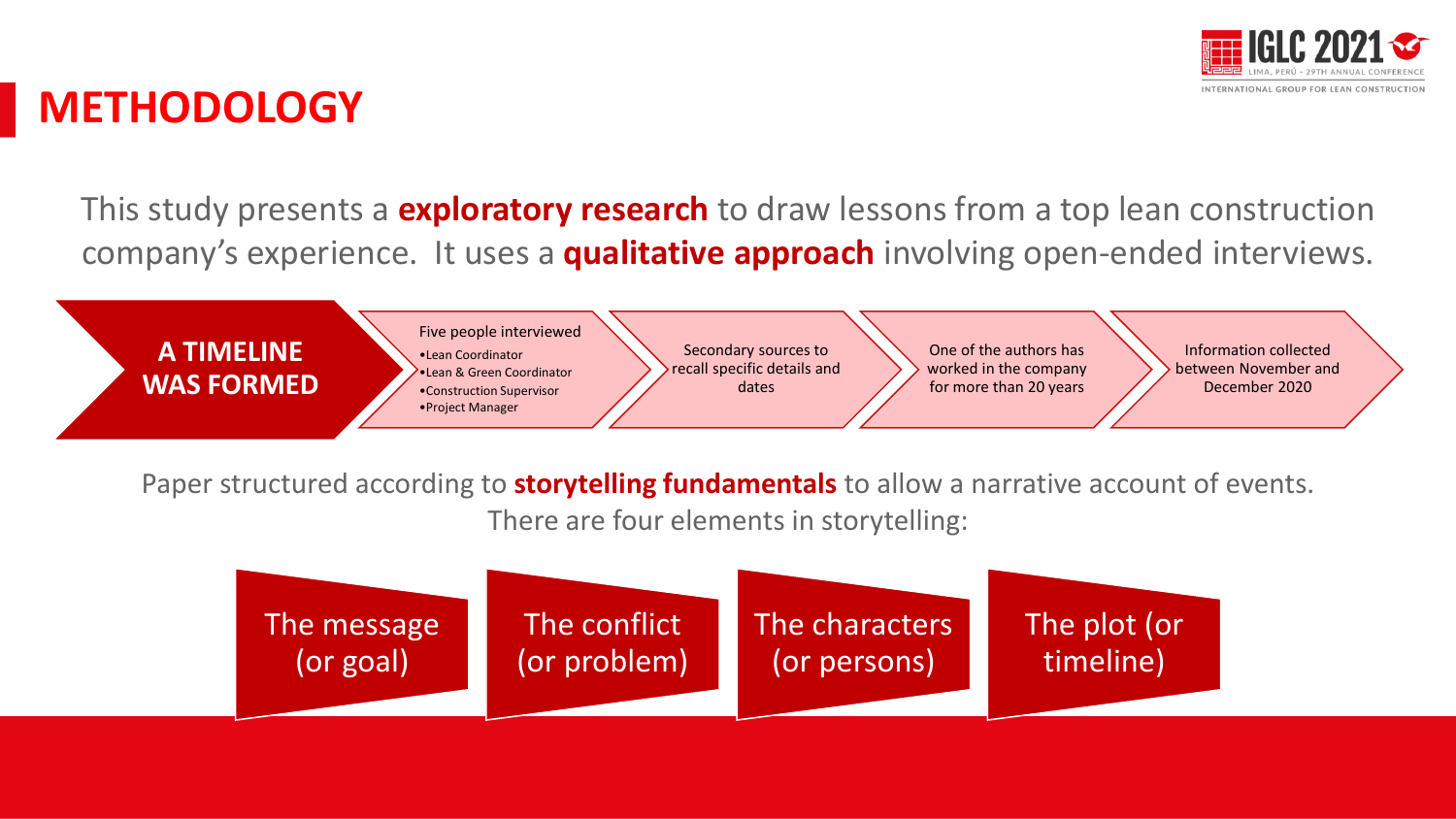# METHODOLOGY

This study presents a **exploratory research** to draw lessons from a top lean construction company's experience. It uses a **qualitative approach** involving open-ended interviews.

**A TIMELINE WAS FORMED**

- Five people interviewed
  - Lean Coordinator
  - Lean & Green Coordinator
  - Construction Supervisor
  - Project Manager
- Secondary sources to recall specific details and dates
- One of the authors has worked in the company for more than 20 years
- Information collected between November and December 2020

Paper structured according to **storytelling fundamentals** to allow a narrative account of events. There are four elements in storytelling:

- The message (or goal)
- The conflict (or problem)
- The characters (or persons)
- The plot (or timeline)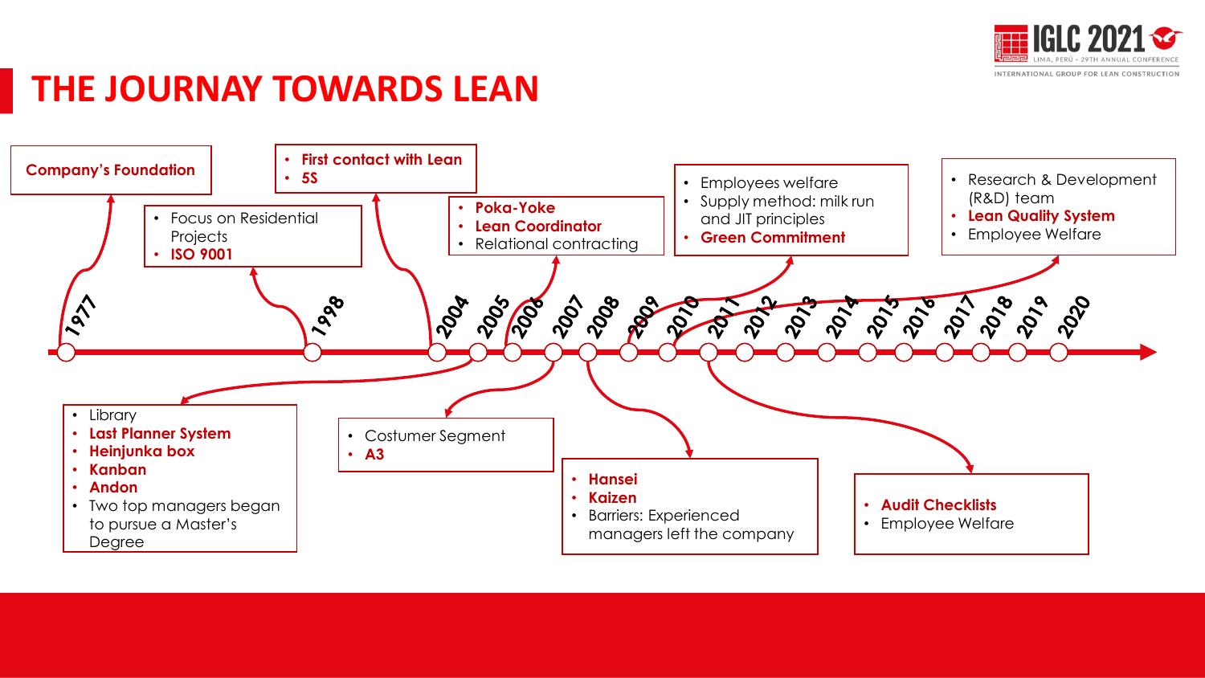# THE JOURNAY TOWARDS LEAN

1977 · 1998 · 2004 · 2005 · 2006 · 2007 · 2008 · 2009 · 2010 · 2011 · 2012 · 2013 · 2014 · 2015 · 2016 · 2017 · 2018 · 2019 · 2020

**Company's Foundation**

- Focus on Residential Projects
- **ISO 9001**

- **First contact with Lean**
- **5S**

- Library
- **Last Planner System**
- **Heinjunka box**
- **Kanban**
- **Andon**
- Two top managers began to pursue a Master's Degree

- **Poka-Yoke**
- **Lean Coordinator**
- Relational contracting

- Costumer Segment
- **A3**

- **Hansei**
- **Kaizen**
- Barriers: Experienced managers left the company

- Employees welfare
- Supply method: milk run and JIT principles
- **Green Commitment**

- **Audit Checklists**
- Employee Welfare

- Research & Development (R&D) team
- **Lean Quality System**
- Employee Welfare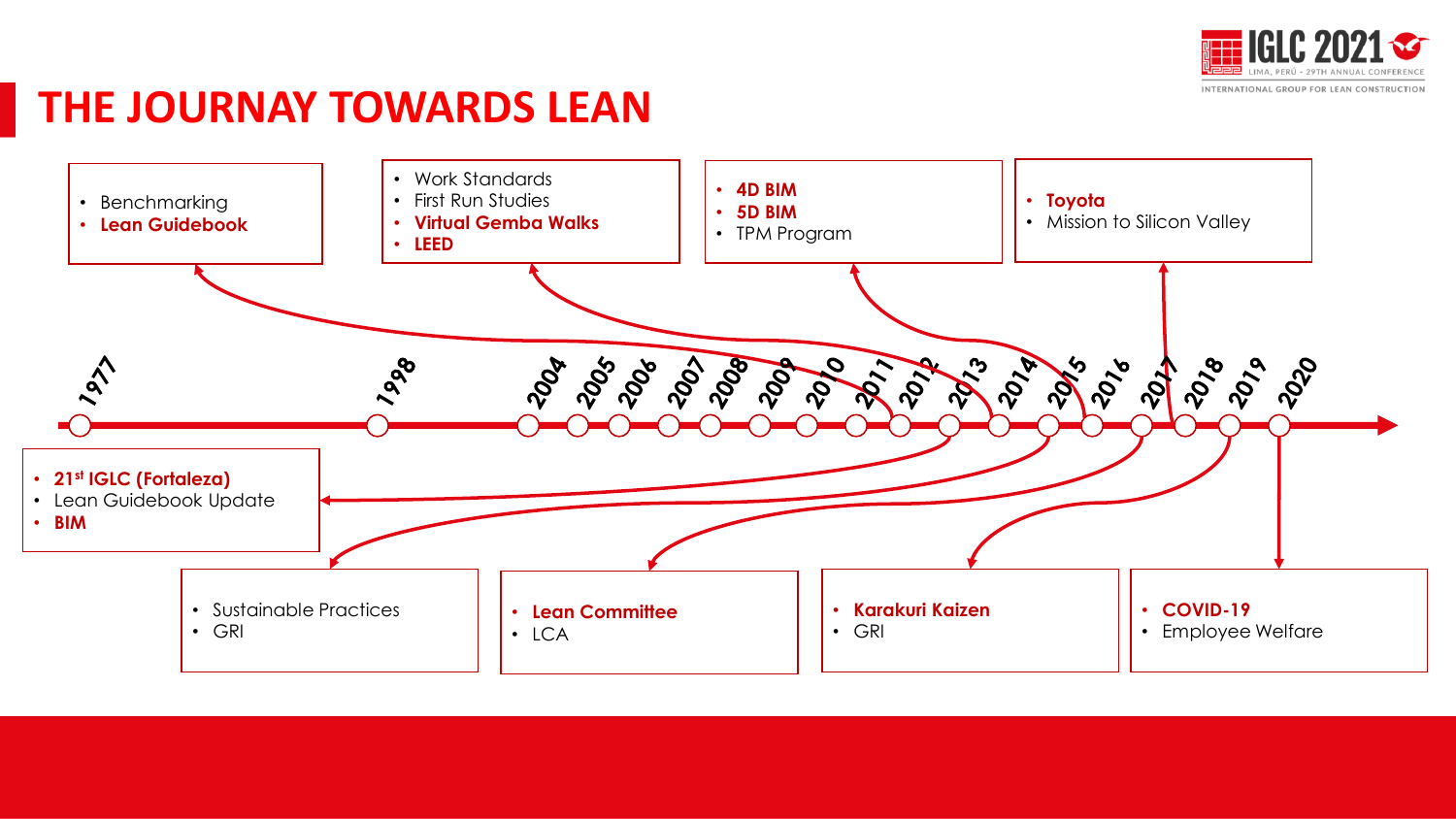# THE JOURNAY TOWARDS LEAN

- Benchmarking
- **Lean Guidebook**

- Work Standards
- First Run Studies
- **Virtual Gemba Walks**
- **LEED**

- **4D BIM**
- **5D BIM**
- TPM Program

- **Toyota**
- Mission to Silicon Valley

1977 · 1998 · 2004 · 2005 · 2006 · 2007 · 2008 · 2009 · 2010 · 2011 · 2012 · 2013 · 2014 · 2015 · 2016 · 2017 · 2018 · 2019 · 2020

- **21st IGLC (Fortaleza)**
- Lean Guidebook Update
- **BIM**

- Sustainable Practices
- GRI

- **Lean Committee**
- LCA

- **Karakuri Kaizen**
- GRI

- **COVID-19**
- Employee Welfare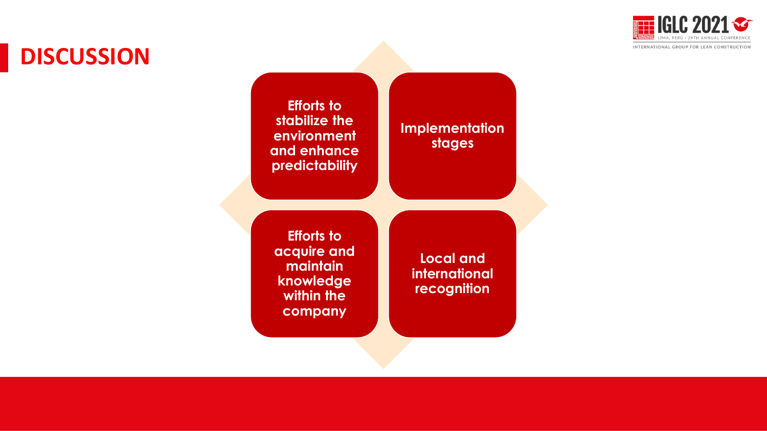# DISCUSSION

- Efforts to stabilize the environment and enhance predictability
- Implementation stages
- Efforts to acquire and maintain knowledge within the company
- Local and international recognition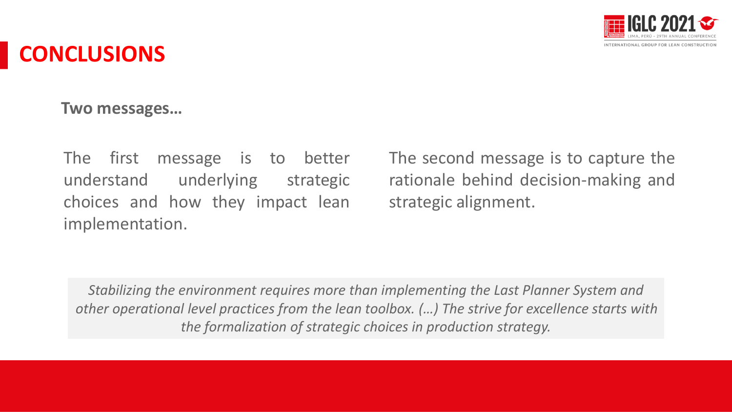# CONCLUSIONS

**Two messages…**

The first message is to better understand underlying strategic choices and how they impact lean implementation.

The second message is to capture the rationale behind decision-making and strategic alignment.

*Stabilizing the environment requires more than implementing the Last Planner System and other operational level practices from the lean toolbox. (…) The strive for excellence starts with the formalization of strategic choices in production strategy.*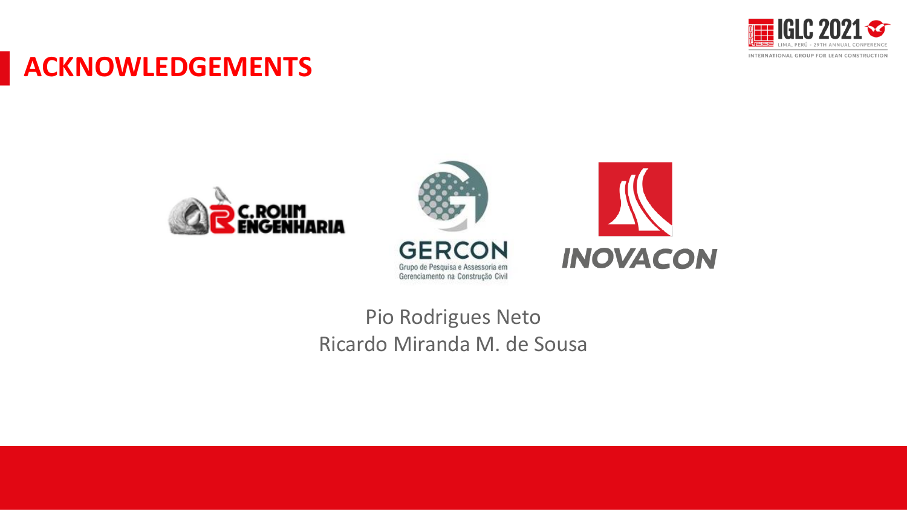# ACKNOWLEDGEMENTS

C.ROLIM ENGENHARIA

GERCON
Grupo de Pesquisa e Assessoria em Gerenciamento na Construção Civil

INOVACON

Pio Rodrigues Neto
Ricardo Miranda M. de Sousa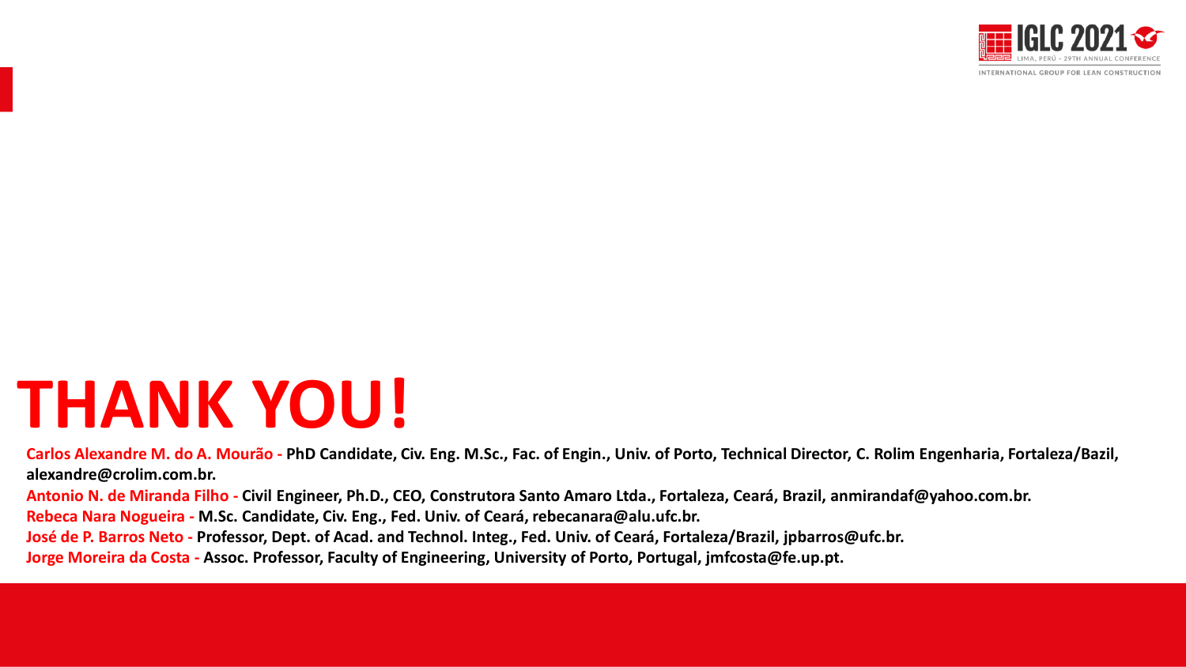# THANK YOU!

**Carlos Alexandre M. do A. Mourão - PhD Candidate, Civ. Eng. M.Sc., Fac. of Engin., Univ. of Porto, Technical Director, C. Rolim Engenharia, Fortaleza/Bazil, alexandre@crolim.com.br.**

**Antonio N. de Miranda Filho - Civil Engineer, Ph.D., CEO, Construtora Santo Amaro Ltda., Fortaleza, Ceará, Brazil, anmirandaf@yahoo.com.br.**

**Rebeca Nara Nogueira - M.Sc. Candidate, Civ. Eng., Fed. Univ. of Ceará, rebecanara@alu.ufc.br.**

**José de P. Barros Neto - Professor, Dept. of Acad. and Technol. Integ., Fed. Univ. of Ceará, Fortaleza/Brazil, jpbarros@ufc.br.**

**Jorge Moreira da Costa - Assoc. Professor, Faculty of Engineering, University of Porto, Portugal, jmfcosta@fe.up.pt.**